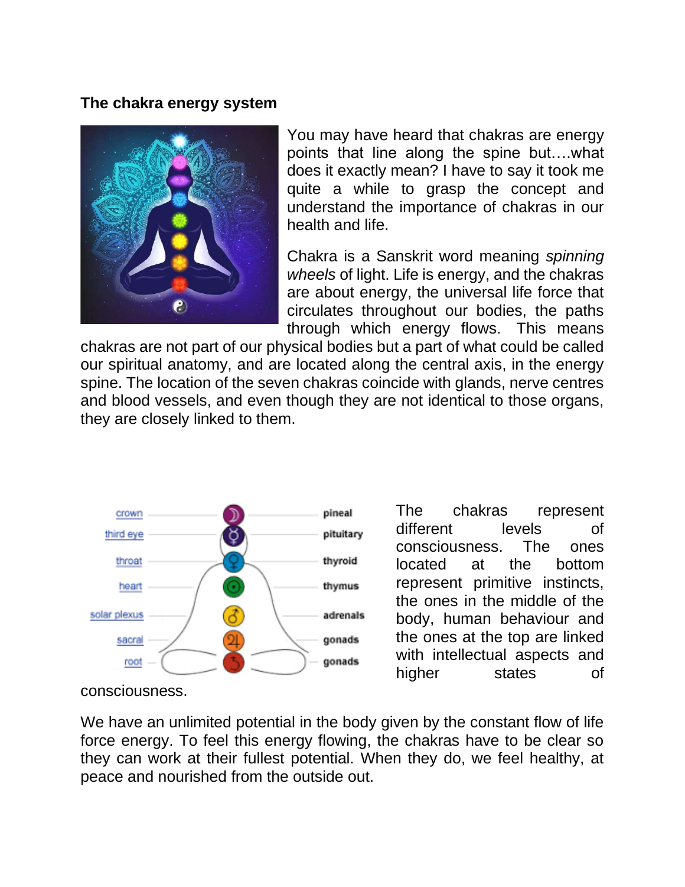### The chakra energy system

You may have heard that chakras are energy points that line along the spine but….what does it exactly mean? I have to say it took me quite a while to grasp the concept and understand the importance of chakras in our health and life.

Chakra is a Sanskrit word meaning *spinning wheels* of light. Life is energy, and the chakras are about energy, the universal life force that circulates throughout our bodies, the paths through which energy flows. This means chakras are not part of our physical bodies but a part of what could be called our spiritual anatomy, and are located along the central axis, in the energy spine. The location of the seven chakras coincide with glands, nerve centres and blood vessels, and even though they are not identical to those organs, they are closely linked to them.

| crown | pineal |
| --- | --- |
| third eye | pituitary |
| throat | thyroid |
| heart | thymus |
| solar plexus | adrenals |
| sacral | gonads |
| root | gonads |

The chakras represent different levels of consciousness. The ones located at the bottom represent primitive instincts, the ones in the middle of the body, human behaviour and the ones at the top are linked with intellectual aspects and higher states of consciousness.

We have an unlimited potential in the body given by the constant flow of life force energy. To feel this energy flowing, the chakras have to be clear so they can work at their fullest potential. When they do, we feel healthy, at peace and nourished from the outside out.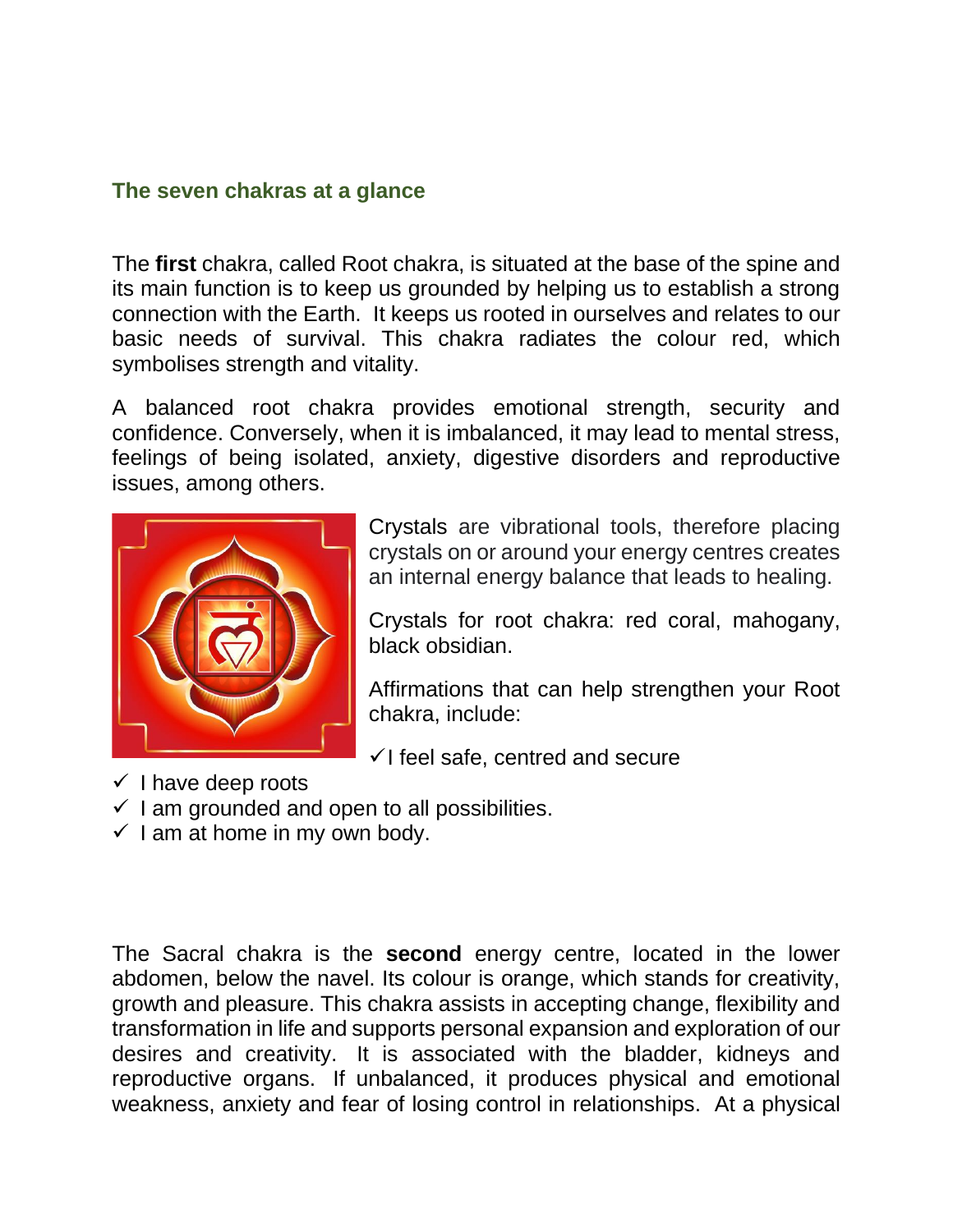### The seven chakras at a glance

The **first** chakra, called Root chakra, is situated at the base of the spine and its main function is to keep us grounded by helping us to establish a strong connection with the Earth. It keeps us rooted in ourselves and relates to our basic needs of survival. This chakra radiates the colour red, which symbolises strength and vitality.

A balanced root chakra provides emotional strength, security and confidence. Conversely, when it is imbalanced, it may lead to mental stress, feelings of being isolated, anxiety, digestive disorders and reproductive issues, among others.

Crystals are vibrational tools, therefore placing crystals on or around your energy centres creates an internal energy balance that leads to healing.

Crystals for root chakra: red coral, mahogany, black obsidian.

Affirmations that can help strengthen your Root chakra, include:

- ✓ I feel safe, centred and secure
- ✓ I have deep roots
- ✓ I am grounded and open to all possibilities.
- ✓ I am at home in my own body.

The Sacral chakra is the **second** energy centre, located in the lower abdomen, below the navel. Its colour is orange, which stands for creativity, growth and pleasure. This chakra assists in accepting change, flexibility and transformation in life and supports personal expansion and exploration of our desires and creativity. It is associated with the bladder, kidneys and reproductive organs. If unbalanced, it produces physical and emotional weakness, anxiety and fear of losing control in relationships. At a physical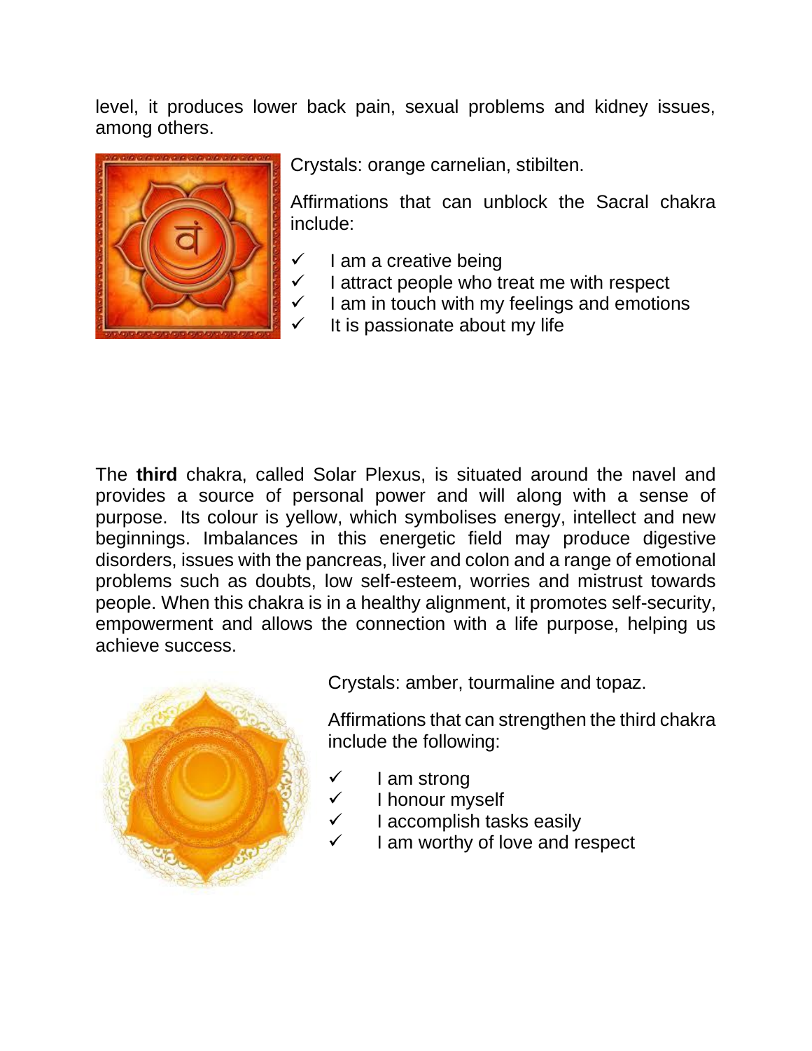level, it produces lower back pain, sexual problems and kidney issues, among others.

Crystals: orange carnelian, stibilten.

Affirmations that can unblock the Sacral chakra include:

- ✓ I am a creative being
- ✓ I attract people who treat me with respect
- ✓ I am in touch with my feelings and emotions
- ✓ It is passionate about my life

The **third** chakra, called Solar Plexus, is situated around the navel and provides a source of personal power and will along with a sense of purpose. Its colour is yellow, which symbolises energy, intellect and new beginnings. Imbalances in this energetic field may produce digestive disorders, issues with the pancreas, liver and colon and a range of emotional problems such as doubts, low self-esteem, worries and mistrust towards people. When this chakra is in a healthy alignment, it promotes self-security, empowerment and allows the connection with a life purpose, helping us achieve success.

Crystals: amber, tourmaline and topaz.

Affirmations that can strengthen the third chakra include the following:

- ✓ I am strong
- ✓ I honour myself
- ✓ I accomplish tasks easily
- ✓ I am worthy of love and respect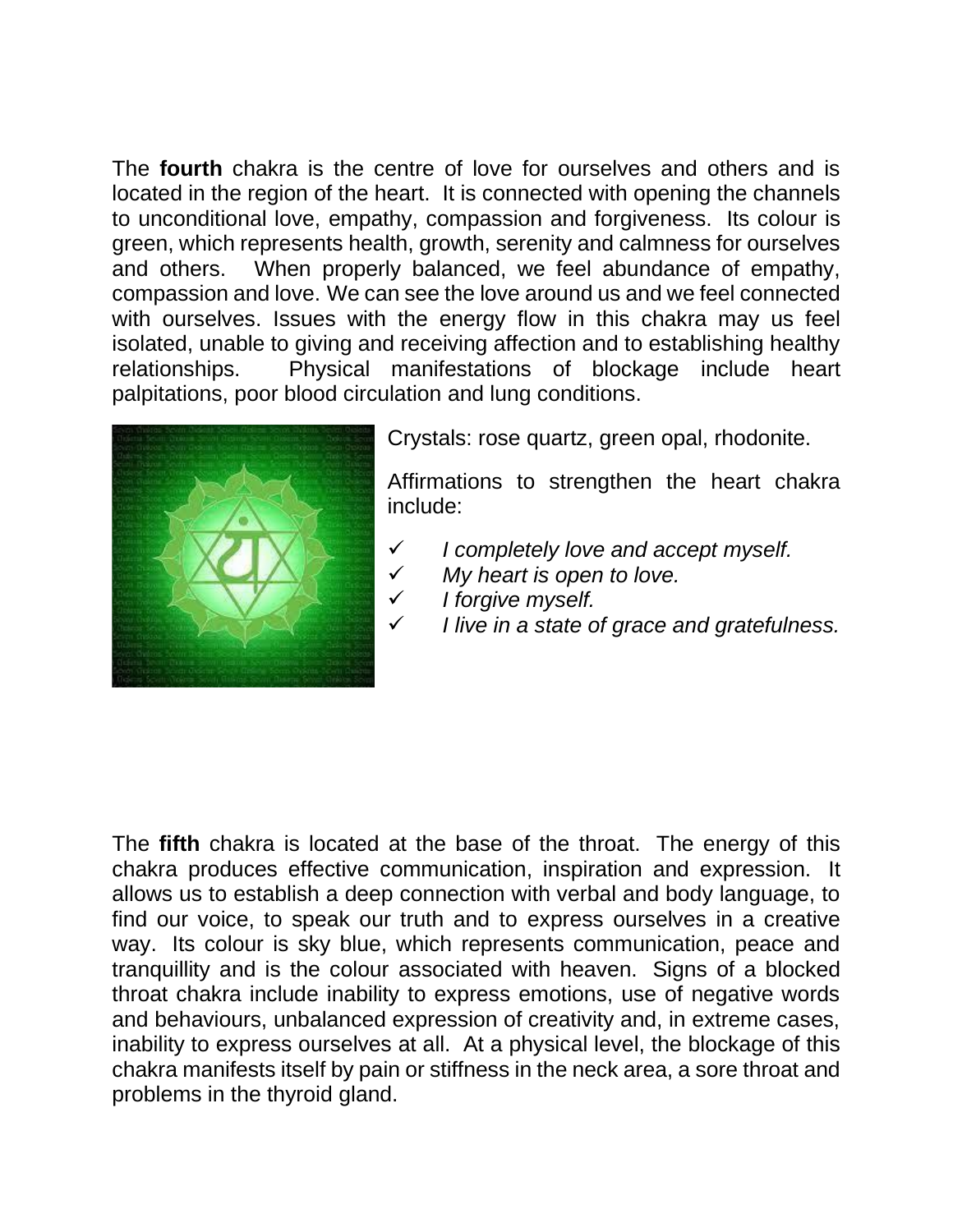The **fourth** chakra is the centre of love for ourselves and others and is located in the region of the heart. It is connected with opening the channels to unconditional love, empathy, compassion and forgiveness. Its colour is green, which represents health, growth, serenity and calmness for ourselves and others. When properly balanced, we feel abundance of empathy, compassion and love. We can see the love around us and we feel connected with ourselves. Issues with the energy flow in this chakra may us feel isolated, unable to giving and receiving affection and to establishing healthy relationships. Physical manifestations of blockage include heart palpitations, poor blood circulation and lung conditions.

Crystals: rose quartz, green opal, rhodonite.

Affirmations to strengthen the heart chakra include:

- ✓ *I completely love and accept myself.*
- ✓ *My heart is open to love.*
- ✓ *I forgive myself.*
- ✓ *I live in a state of grace and gratefulness.*

The **fifth** chakra is located at the base of the throat. The energy of this chakra produces effective communication, inspiration and expression. It allows us to establish a deep connection with verbal and body language, to find our voice, to speak our truth and to express ourselves in a creative way. Its colour is sky blue, which represents communication, peace and tranquillity and is the colour associated with heaven. Signs of a blocked throat chakra include inability to express emotions, use of negative words and behaviours, unbalanced expression of creativity and, in extreme cases, inability to express ourselves at all. At a physical level, the blockage of this chakra manifests itself by pain or stiffness in the neck area, a sore throat and problems in the thyroid gland.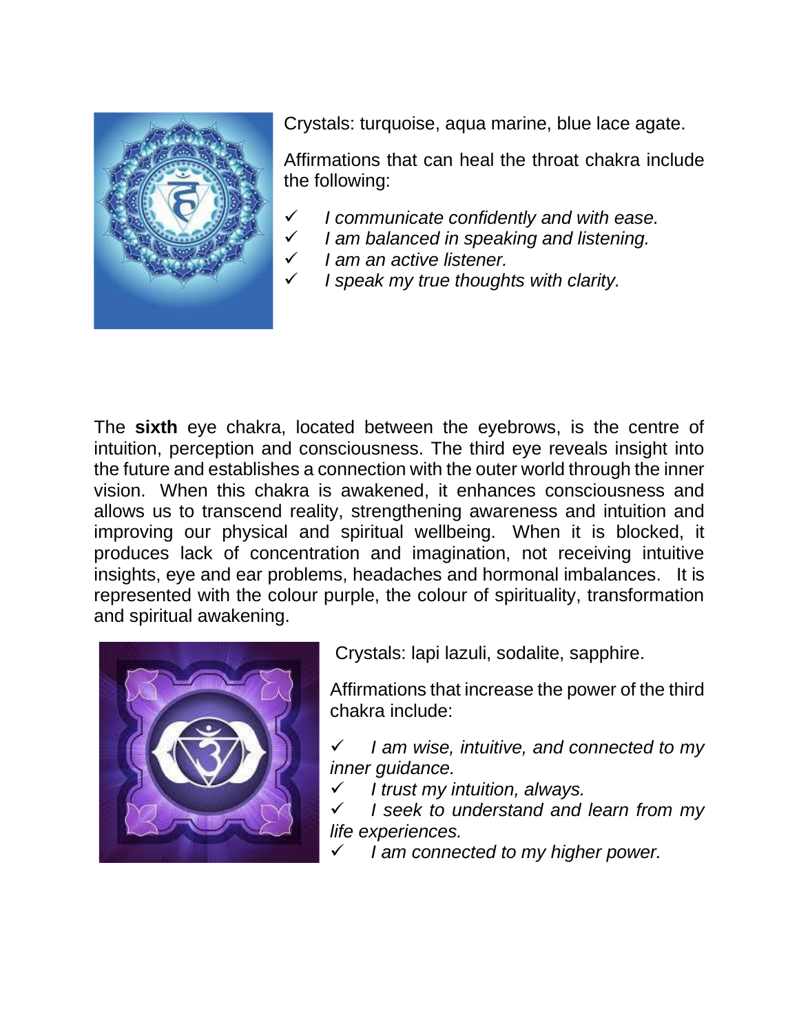Crystals: turquoise, aqua marine, blue lace agate.

Affirmations that can heal the throat chakra include the following:

- ✓ *I communicate confidently and with ease.*
- ✓ *I am balanced in speaking and listening.*
- ✓ *I am an active listener.*
- ✓ *I speak my true thoughts with clarity.*

The **sixth** eye chakra, located between the eyebrows, is the centre of intuition, perception and consciousness. The third eye reveals insight into the future and establishes a connection with the outer world through the inner vision. When this chakra is awakened, it enhances consciousness and allows us to transcend reality, strengthening awareness and intuition and improving our physical and spiritual wellbeing. When it is blocked, it produces lack of concentration and imagination, not receiving intuitive insights, eye and ear problems, headaches and hormonal imbalances. It is represented with the colour purple, the colour of spirituality, transformation and spiritual awakening.

Crystals: lapi lazuli, sodalite, sapphire.

Affirmations that increase the power of the third chakra include:

- ✓ *I am wise, intuitive, and connected to my inner guidance.*
- ✓ *I trust my intuition, always.*
- ✓ *I seek to understand and learn from my life experiences.*
- ✓ *I am connected to my higher power.*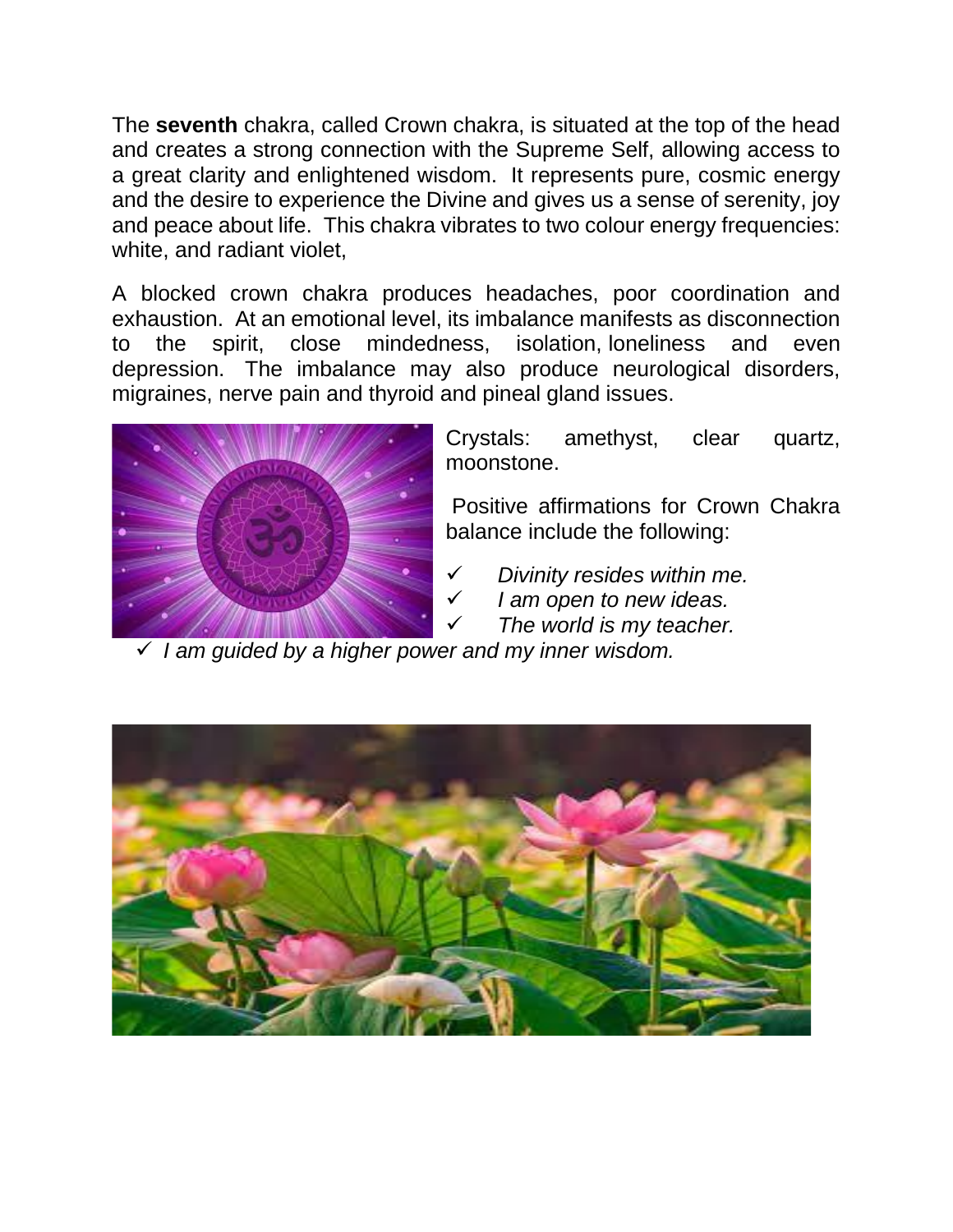The **seventh** chakra, called Crown chakra, is situated at the top of the head and creates a strong connection with the Supreme Self, allowing access to a great clarity and enlightened wisdom. It represents pure, cosmic energy and the desire to experience the Divine and gives us a sense of serenity, joy and peace about life. This chakra vibrates to two colour energy frequencies: white, and radiant violet,

A blocked crown chakra produces headaches, poor coordination and exhaustion. At an emotional level, its imbalance manifests as disconnection to the spirit, close mindedness, isolation, loneliness and even depression. The imbalance may also produce neurological disorders, migraines, nerve pain and thyroid and pineal gland issues.

Crystals: amethyst, clear quartz, moonstone.

Positive affirmations for Crown Chakra balance include the following:

- ✓ *Divinity resides within me.*
- ✓ *I am open to new ideas.*
- ✓ *The world is my teacher.*
- ✓ *I am guided by a higher power and my inner wisdom.*